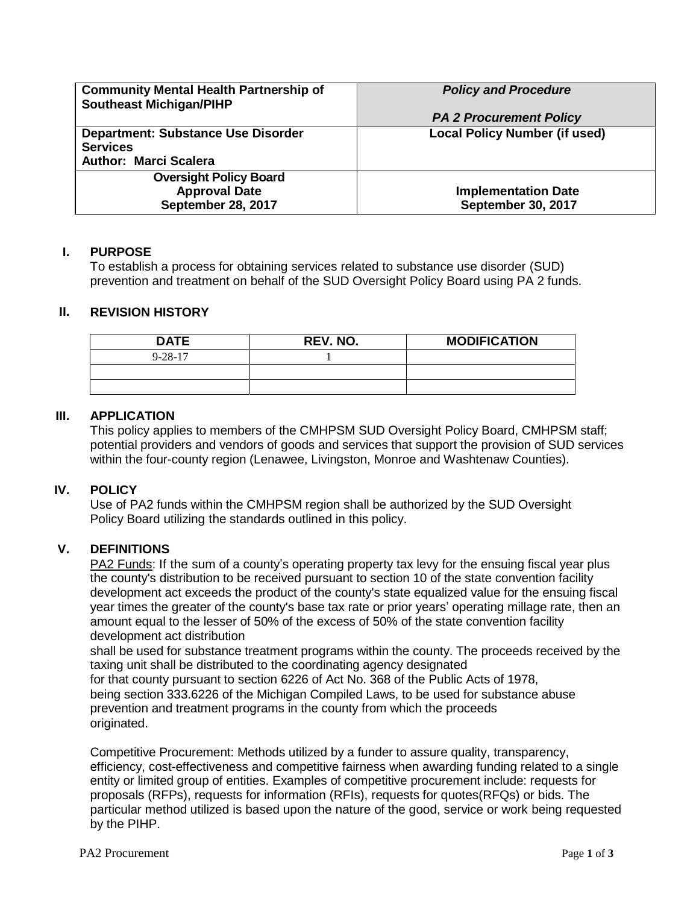| Community Mental Health Partnership of Southeast Michigan/PIHP | *Policy and Procedure*<br><br>*PA 2 Procurement Policy* |
|---|---|
| **Department: Substance Use Disorder Services**<br>**Author: Marci Scalera** | **Local Policy Number (if used)** |
| **Oversight Policy Board Approval Date September 28, 2017** | **Implementation Date September 30, 2017** |

## I. PURPOSE

To establish a process for obtaining services related to substance use disorder (SUD) prevention and treatment on behalf of the SUD Oversight Policy Board using PA 2 funds.

## II. REVISION HISTORY

| DATE | REV. NO. | MODIFICATION |
|---|---|---|
| 9-28-17 | 1 | |
| | | |
| | | |

## III. APPLICATION

This policy applies to members of the CMHPSM SUD Oversight Policy Board, CMHPSM staff; potential providers and vendors of goods and services that support the provision of SUD services within the four-county region (Lenawee, Livingston, Monroe and Washtenaw Counties).

## IV. POLICY

Use of PA2 funds within the CMHPSM region shall be authorized by the SUD Oversight Policy Board utilizing the standards outlined in this policy.

## V. DEFINITIONS

PA2 Funds: If the sum of a county's operating property tax levy for the ensuing fiscal year plus the county's distribution to be received pursuant to section 10 of the state convention facility development act exceeds the product of the county's state equalized value for the ensuing fiscal year times the greater of the county's base tax rate or prior years' operating millage rate, then an amount equal to the lesser of 50% of the excess of 50% of the state convention facility development act distribution shall be used for substance treatment programs within the county. The proceeds received by the taxing unit shall be distributed to the coordinating agency designated for that county pursuant to section 6226 of Act No. 368 of the Public Acts of 1978, being section 333.6226 of the Michigan Compiled Laws, to be used for substance abuse prevention and treatment programs in the county from which the proceeds originated.

Competitive Procurement: Methods utilized by a funder to assure quality, transparency, efficiency, cost-effectiveness and competitive fairness when awarding funding related to a single entity or limited group of entities. Examples of competitive procurement include: requests for proposals (RFPs), requests for information (RFIs), requests for quotes(RFQs) or bids. The particular method utilized is based upon the nature of the good, service or work being requested by the PIHP.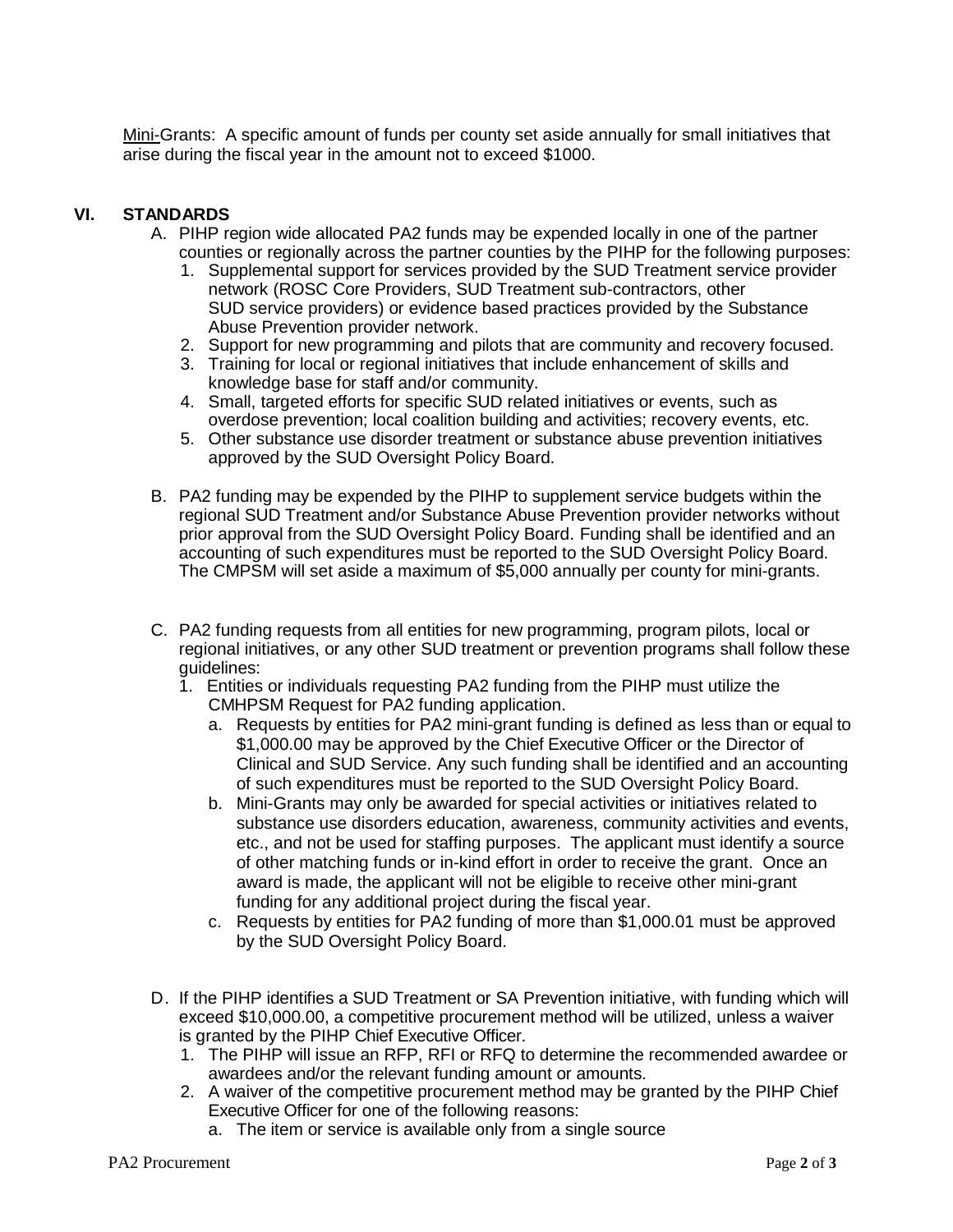Mini-Grants: A specific amount of funds per county set aside annually for small initiatives that arise during the fiscal year in the amount not to exceed $1000.

## VI. STANDARDS

A. PIHP region wide allocated PA2 funds may be expended locally in one of the partner counties or regionally across the partner counties by the PIHP for the following purposes:
   1. Supplemental support for services provided by the SUD Treatment service provider network (ROSC Core Providers, SUD Treatment sub-contractors, other SUD service providers) or evidence based practices provided by the Substance Abuse Prevention provider network.
   2. Support for new programming and pilots that are community and recovery focused.
   3. Training for local or regional initiatives that include enhancement of skills and knowledge base for staff and/or community.
   4. Small, targeted efforts for specific SUD related initiatives or events, such as overdose prevention; local coalition building and activities; recovery events, etc.
   5. Other substance use disorder treatment or substance abuse prevention initiatives approved by the SUD Oversight Policy Board.

B. PA2 funding may be expended by the PIHP to supplement service budgets within the regional SUD Treatment and/or Substance Abuse Prevention provider networks without prior approval from the SUD Oversight Policy Board. Funding shall be identified and an accounting of such expenditures must be reported to the SUD Oversight Policy Board. The CMPSM will set aside a maximum of $5,000 annually per county for mini-grants.

C. PA2 funding requests from all entities for new programming, program pilots, local or regional initiatives, or any other SUD treatment or prevention programs shall follow these guidelines:
   1. Entities or individuals requesting PA2 funding from the PIHP must utilize the CMHPSM Request for PA2 funding application.
      a. Requests by entities for PA2 mini-grant funding is defined as less than or equal to $1,000.00 may be approved by the Chief Executive Officer or the Director of Clinical and SUD Service. Any such funding shall be identified and an accounting of such expenditures must be reported to the SUD Oversight Policy Board.
      b. Mini-Grants may only be awarded for special activities or initiatives related to substance use disorders education, awareness, community activities and events, etc., and not be used for staffing purposes. The applicant must identify a source of other matching funds or in-kind effort in order to receive the grant. Once an award is made, the applicant will not be eligible to receive other mini-grant funding for any additional project during the fiscal year.
      c. Requests by entities for PA2 funding of more than $1,000.01 must be approved by the SUD Oversight Policy Board.

D. If the PIHP identifies a SUD Treatment or SA Prevention initiative, with funding which will exceed $10,000.00, a competitive procurement method will be utilized, unless a waiver is granted by the PIHP Chief Executive Officer.
   1. The PIHP will issue an RFP, RFI or RFQ to determine the recommended awardee or awardees and/or the relevant funding amount or amounts.
   2. A waiver of the competitive procurement method may be granted by the PIHP Chief Executive Officer for one of the following reasons:
      a. The item or service is available only from a single source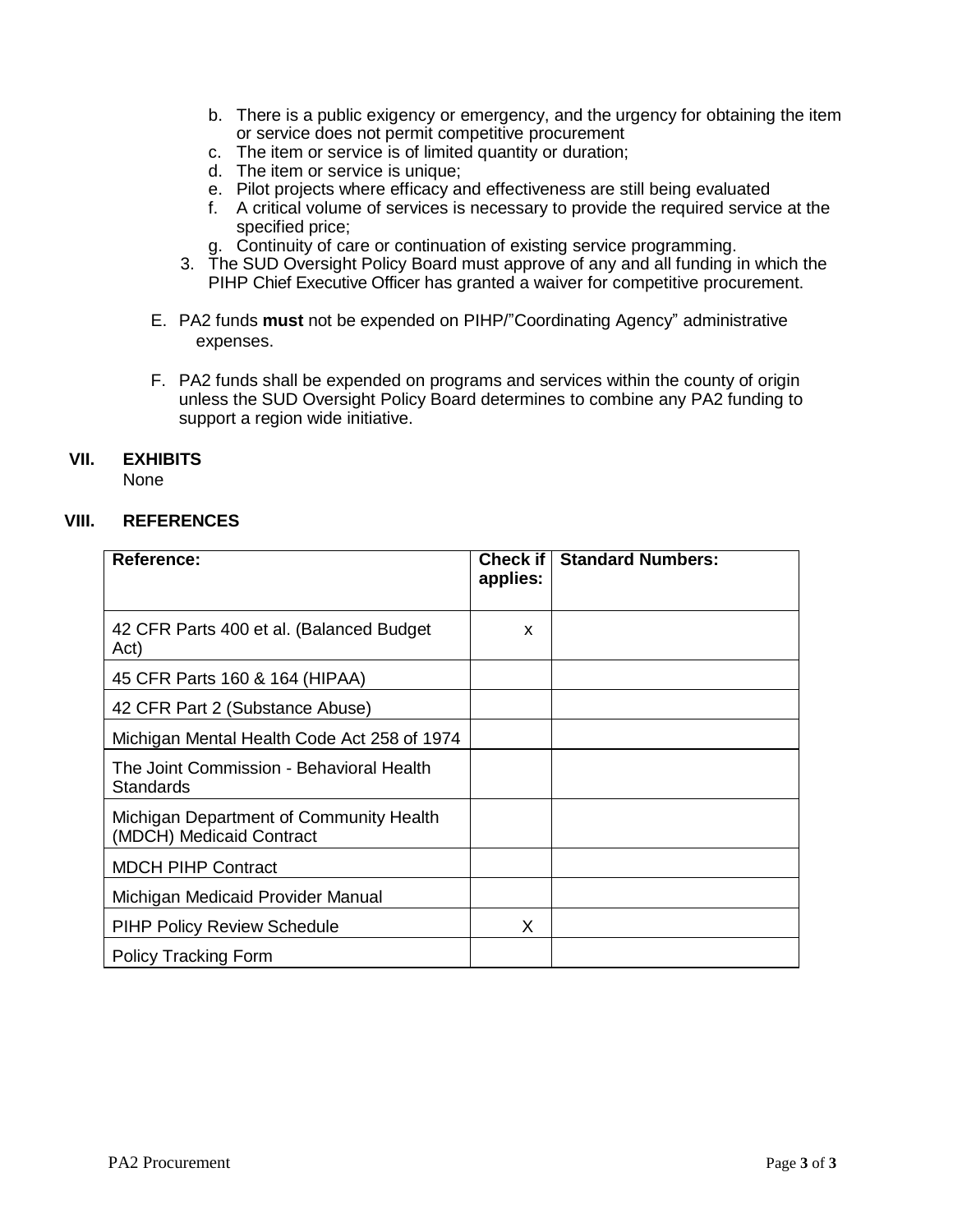b. There is a public exigency or emergency, and the urgency for obtaining the item or service does not permit competitive procurement
c. The item or service is of limited quantity or duration;
d. The item or service is unique;
e. Pilot projects where efficacy and effectiveness are still being evaluated
f. A critical volume of services is necessary to provide the required service at the specified price;
g. Continuity of care or continuation of existing service programming.

3. The SUD Oversight Policy Board must approve of any and all funding in which the PIHP Chief Executive Officer has granted a waiver for competitive procurement.

E. PA2 funds **must** not be expended on PIHP/"Coordinating Agency" administrative expenses.

F. PA2 funds shall be expended on programs and services within the county of origin unless the SUD Oversight Policy Board determines to combine any PA2 funding to support a region wide initiative.

## VII. EXHIBITS

None

## VIII. REFERENCES

| **Reference:** | **Check if applies:** | **Standard Numbers:** |
|---|---|---|
| 42 CFR Parts 400 et al. (Balanced Budget Act) | x | |
| 45 CFR Parts 160 & 164 (HIPAA) | | |
| 42 CFR Part 2 (Substance Abuse) | | |
| Michigan Mental Health Code Act 258 of 1974 | | |
| The Joint Commission - Behavioral Health Standards | | |
| Michigan Department of Community Health (MDCH) Medicaid Contract | | |
| MDCH PIHP Contract | | |
| Michigan Medicaid Provider Manual | | |
| PIHP Policy Review Schedule | X | |
| Policy Tracking Form | | |